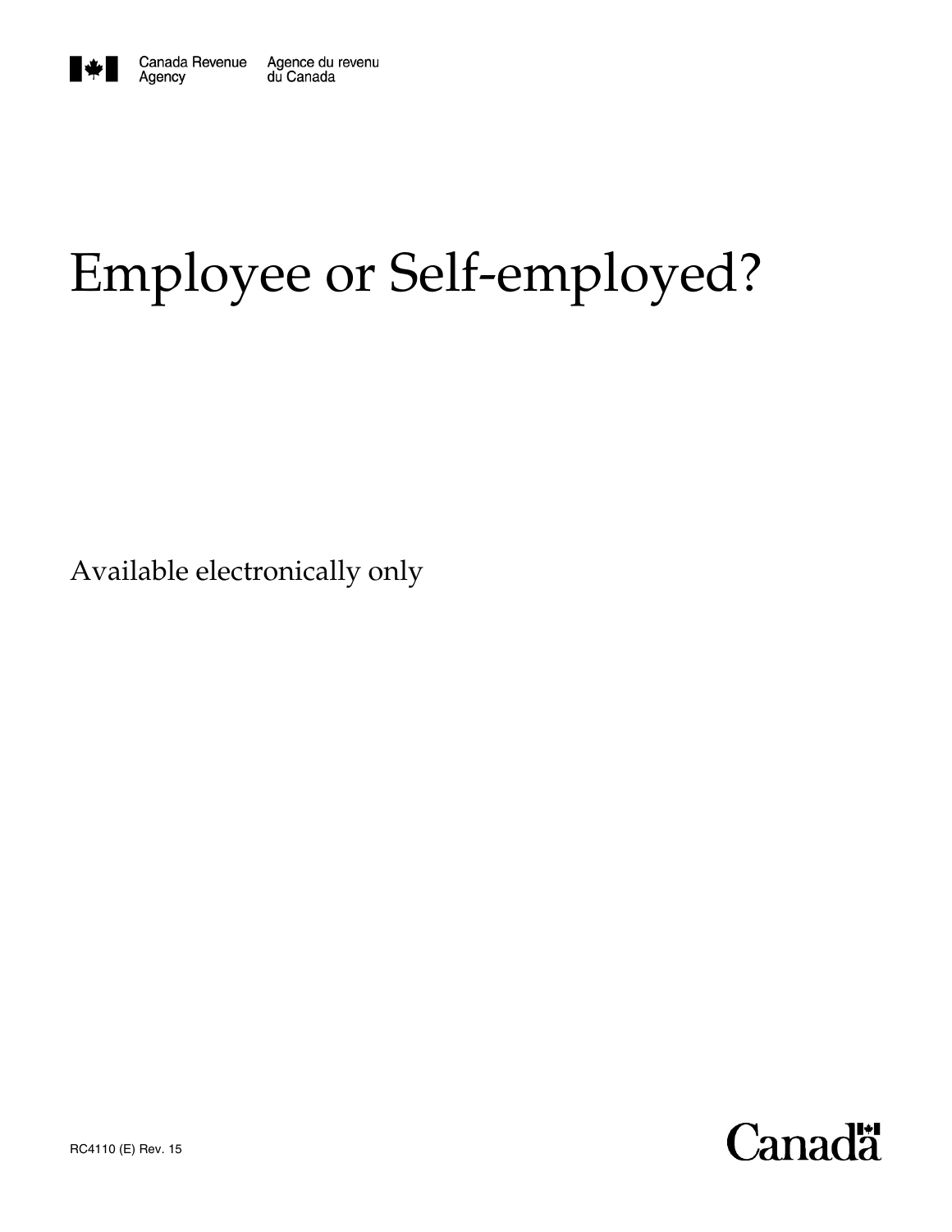Canada Revenue Agency Agence du revenu du Canada

# Employee or Self-employed?

Available electronically only

RC4110 (E) Rev. 15

Canada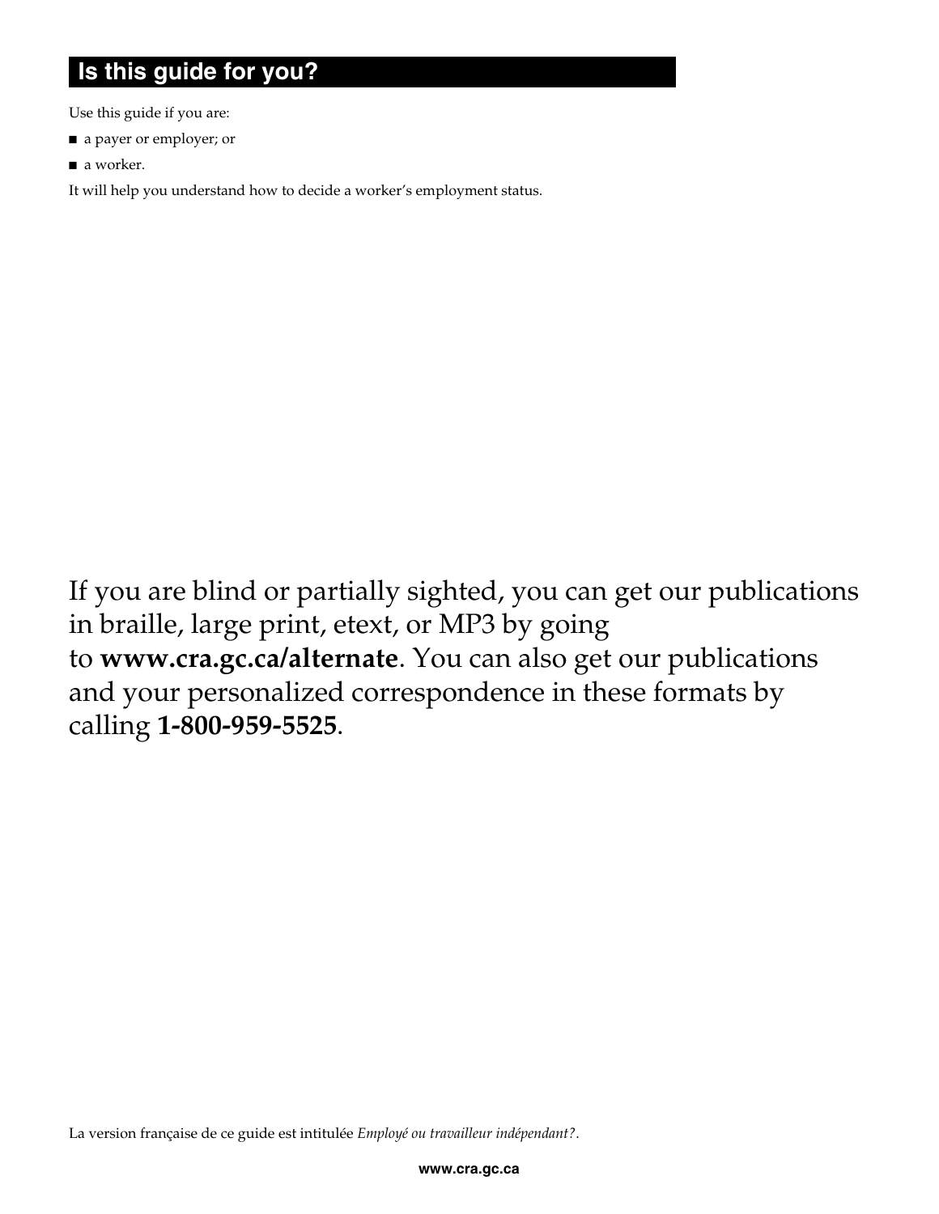## Is this guide for you?

Use this guide if you are:

- a payer or employer; or
- a worker.

It will help you understand how to decide a worker's employment status.

If you are blind or partially sighted, you can get our publications in braille, large print, etext, or MP3 by going to **www.cra.gc.ca/alternate**. You can also get our publications and your personalized correspondence in these formats by calling **1-800-959-5525**.

La version française de ce guide est intitulée *Employé ou travailleur indépendant?*.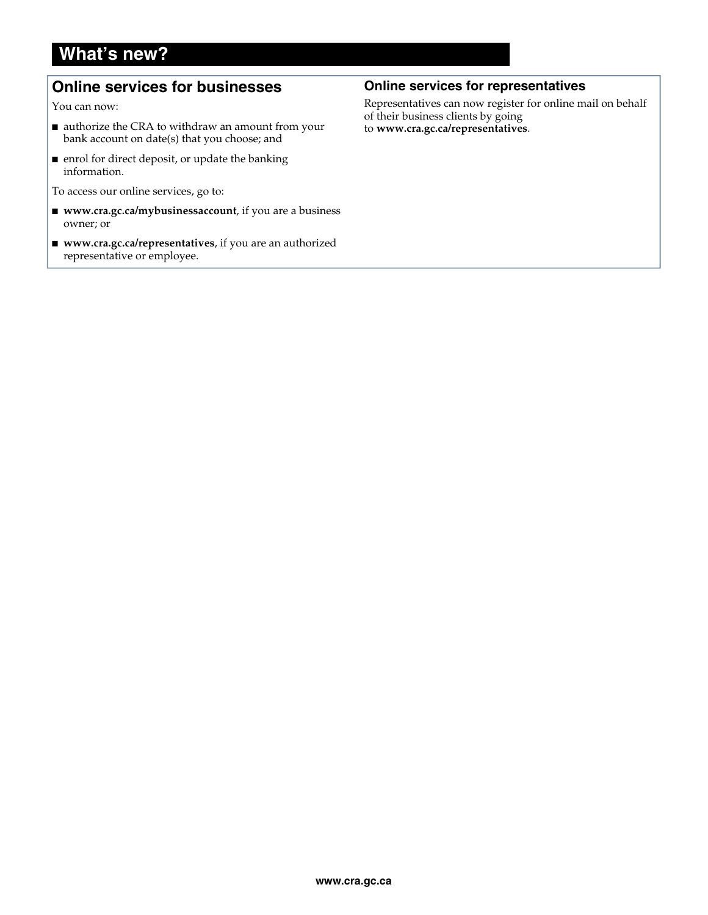# What's new?

## Online services for businesses

You can now:

- authorize the CRA to withdraw an amount from your bank account on date(s) that you choose; and
- enrol for direct deposit, or update the banking information.

To access our online services, go to:

- **www.cra.gc.ca/mybusinessaccount**, if you are a business owner; or
- **www.cra.gc.ca/representatives**, if you are an authorized representative or employee.

### Online services for representatives

Representatives can now register for online mail on behalf of their business clients by going to **www.cra.gc.ca/representatives**.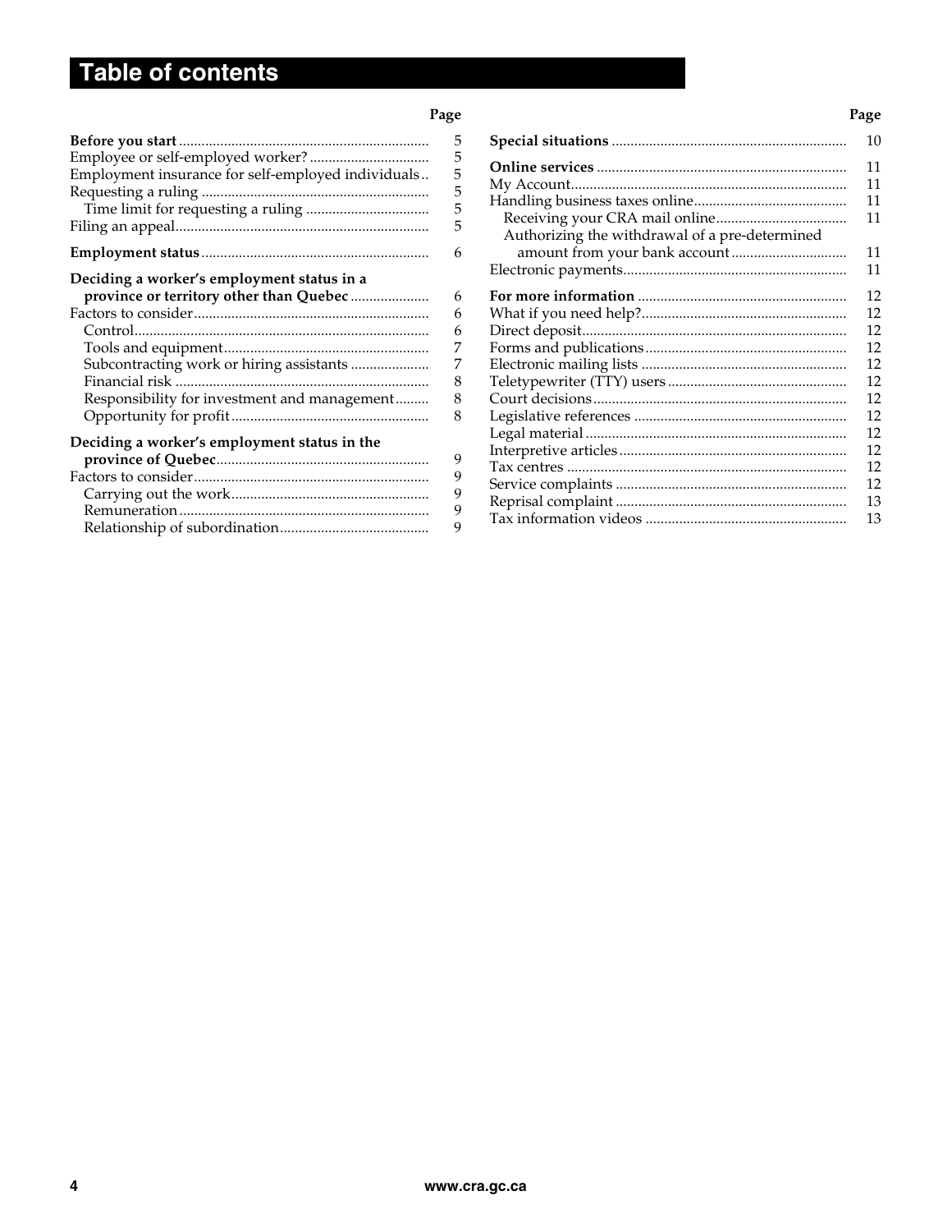# Table of contents

| | Page |
|---|---|
| **Before you start** | 5 |
| Employee or self-employed worker? | 5 |
| Employment insurance for self-employed individuals | 5 |
| Requesting a ruling | 5 |
| Time limit for requesting a ruling | 5 |
| Filing an appeal | 5 |
| **Employment status** | 6 |
| **Deciding a worker's employment status in a province or territory other than Quebec** | 6 |
| Factors to consider | 6 |
| Control | 6 |
| Tools and equipment | 7 |
| Subcontracting work or hiring assistants | 7 |
| Financial risk | 8 |
| Responsibility for investment and management | 8 |
| Opportunity for profit | 8 |
| **Deciding a worker's employment status in the province of Quebec** | 9 |
| Factors to consider | 9 |
| Carrying out the work | 9 |
| Remuneration | 9 |
| Relationship of subordination | 9 |
| **Special situations** | 10 |
| **Online services** | 11 |
| My Account | 11 |
| Handling business taxes online | 11 |
| Receiving your CRA mail online | 11 |
| Authorizing the withdrawal of a pre-determined amount from your bank account | 11 |
| Electronic payments | 11 |
| **For more information** | 12 |
| What if you need help? | 12 |
| Direct deposit | 12 |
| Forms and publications | 12 |
| Electronic mailing lists | 12 |
| Teletypewriter (TTY) users | 12 |
| Court decisions | 12 |
| Legislative references | 12 |
| Legal material | 12 |
| Interpretive articles | 12 |
| Tax centres | 12 |
| Service complaints | 12 |
| Reprisal complaint | 13 |
| Tax information videos | 13 |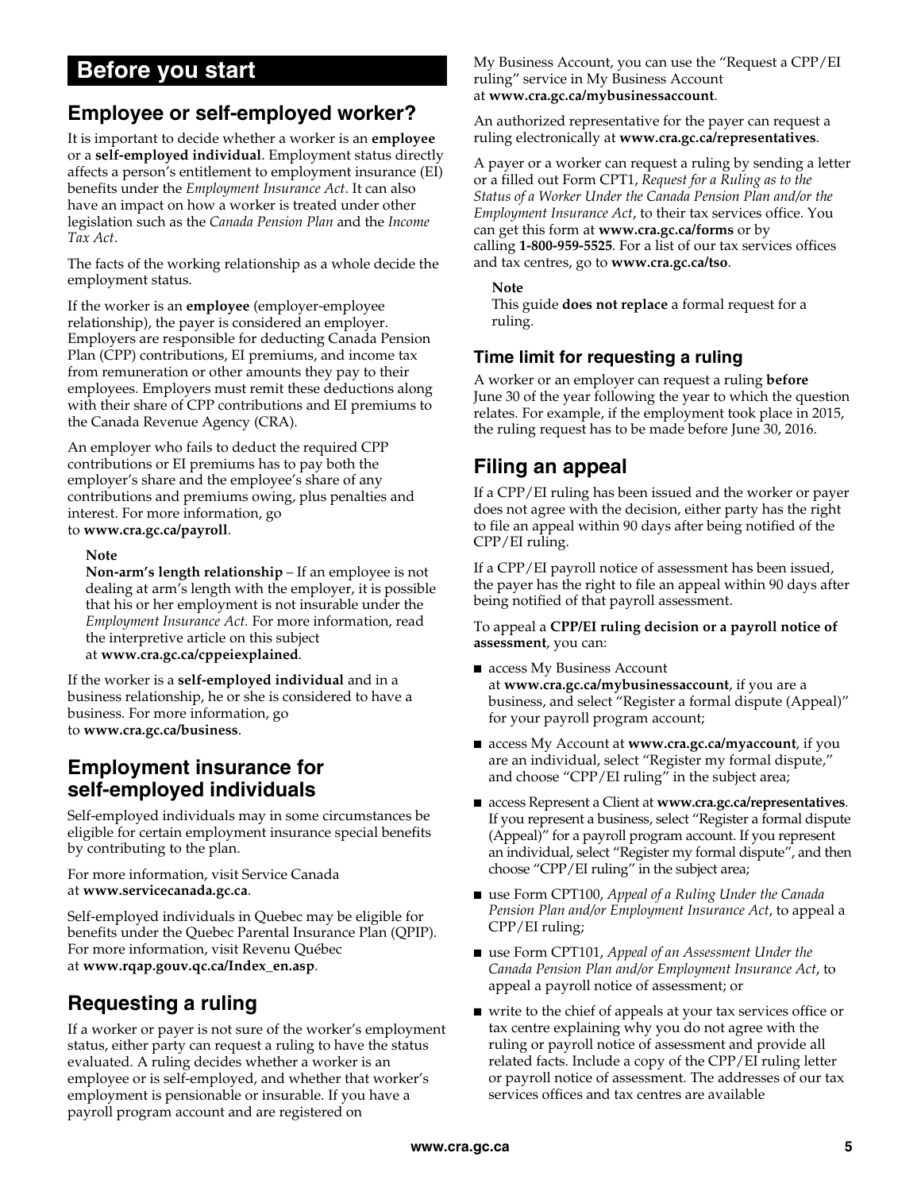# Before you start

## Employee or self-employed worker?

It is important to decide whether a worker is an **employee** or a **self-employed individual**. Employment status directly affects a person's entitlement to employment insurance (EI) benefits under the *Employment Insurance Act*. It can also have an impact on how a worker is treated under other legislation such as the *Canada Pension Plan* and the *Income Tax Act*.

The facts of the working relationship as a whole decide the employment status.

If the worker is an **employee** (employer-employee relationship), the payer is considered an employer. Employers are responsible for deducting Canada Pension Plan (CPP) contributions, EI premiums, and income tax from remuneration or other amounts they pay to their employees. Employers must remit these deductions along with their share of CPP contributions and EI premiums to the Canada Revenue Agency (CRA).

An employer who fails to deduct the required CPP contributions or EI premiums has to pay both the employer's share and the employee's share of any contributions and premiums owing, plus penalties and interest. For more information, go to **www.cra.gc.ca/payroll**.

> **Note**
> **Non-arm's length relationship** – If an employee is not dealing at arm's length with the employer, it is possible that his or her employment is not insurable under the *Employment Insurance Act.* For more information, read the interpretive article on this subject at **www.cra.gc.ca/cppeiexplained**.

If the worker is a **self-employed individual** and in a business relationship, he or she is considered to have a business. For more information, go to **www.cra.gc.ca/business**.

## Employment insurance for self-employed individuals

Self-employed individuals may in some circumstances be eligible for certain employment insurance special benefits by contributing to the plan.

For more information, visit Service Canada at **www.servicecanada.gc.ca**.

Self-employed individuals in Quebec may be eligible for benefits under the Quebec Parental Insurance Plan (QPIP). For more information, visit Revenu Québec at **www.rqap.gouv.qc.ca/Index_en.asp**.

## Requesting a ruling

If a worker or payer is not sure of the worker's employment status, either party can request a ruling to have the status evaluated. A ruling decides whether a worker is an employee or is self-employed, and whether that worker's employment is pensionable or insurable. If you have a payroll program account and are registered on My Business Account, you can use the "Request a CPP/EI ruling" service in My Business Account at **www.cra.gc.ca/mybusinessaccount**.

An authorized representative for the payer can request a ruling electronically at **www.cra.gc.ca/representatives**.

A payer or a worker can request a ruling by sending a letter or a filled out Form CPT1, *Request for a Ruling as to the Status of a Worker Under the Canada Pension Plan and/or the Employment Insurance Act*, to their tax services office. You can get this form at **www.cra.gc.ca/forms** or by calling **1-800-959-5525**. For a list of our tax services offices and tax centres, go to **www.cra.gc.ca/tso**.

> **Note**
> This guide **does not replace** a formal request for a ruling.

### Time limit for requesting a ruling

A worker or an employer can request a ruling **before** June 30 of the year following the year to which the question relates. For example, if the employment took place in 2015, the ruling request has to be made before June 30, 2016.

## Filing an appeal

If a CPP/EI ruling has been issued and the worker or payer does not agree with the decision, either party has the right to file an appeal within 90 days after being notified of the CPP/EI ruling.

If a CPP/EI payroll notice of assessment has been issued, the payer has the right to file an appeal within 90 days after being notified of that payroll assessment.

To appeal a **CPP/EI ruling decision or a payroll notice of assessment**, you can:

- access My Business Account at **www.cra.gc.ca/mybusinessaccount**, if you are a business, and select "Register a formal dispute (Appeal)" for your payroll program account;
- access My Account at **www.cra.gc.ca/myaccount**, if you are an individual, select "Register my formal dispute," and choose "CPP/EI ruling" in the subject area;
- access Represent a Client at **www.cra.gc.ca/representatives**. If you represent a business, select "Register a formal dispute (Appeal)" for a payroll program account. If you represent an individual, select "Register my formal dispute", and then choose "CPP/EI ruling" in the subject area;
- use Form CPT100, *Appeal of a Ruling Under the Canada Pension Plan and/or Employment Insurance Act*, to appeal a CPP/EI ruling;
- use Form CPT101, *Appeal of an Assessment Under the Canada Pension Plan and/or Employment Insurance Act*, to appeal a payroll notice of assessment; or
- write to the chief of appeals at your tax services office or tax centre explaining why you do not agree with the ruling or payroll notice of assessment and provide all related facts. Include a copy of the CPP/EI ruling letter or payroll notice of assessment. The addresses of our tax services offices and tax centres are available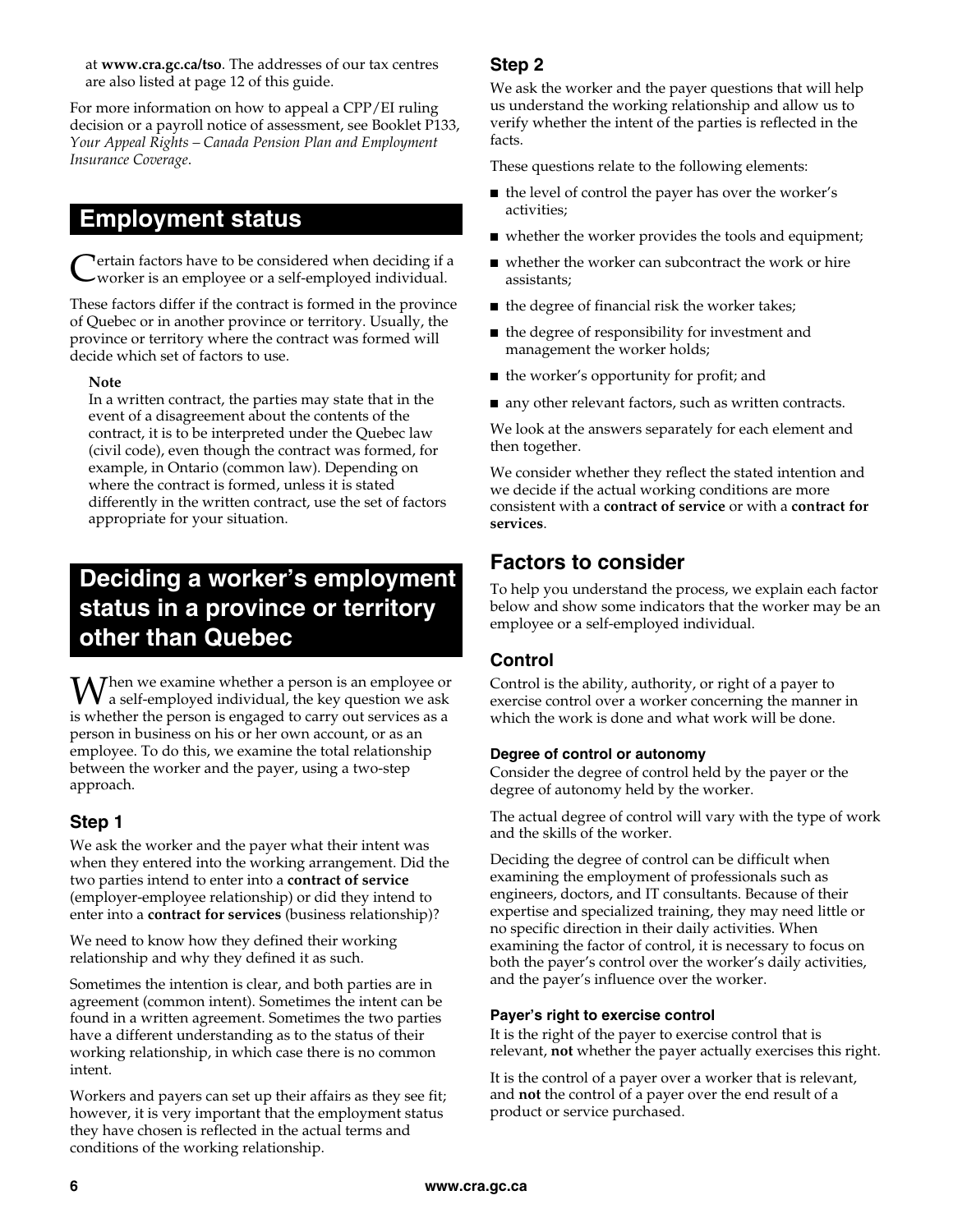at **www.cra.gc.ca/tso**. The addresses of our tax centres are also listed at page 12 of this guide.

For more information on how to appeal a CPP/EI ruling decision or a payroll notice of assessment, see Booklet P133, *Your Appeal Rights – Canada Pension Plan and Employment Insurance Coverage*.

# Employment status

Certain factors have to be considered when deciding if a worker is an employee or a self-employed individual.

These factors differ if the contract is formed in the province of Quebec or in another province or territory. Usually, the province or territory where the contract was formed will decide which set of factors to use.

**Note**
In a written contract, the parties may state that in the event of a disagreement about the contents of the contract, it is to be interpreted under the Quebec law (civil code), even though the contract was formed, for example, in Ontario (common law). Depending on where the contract is formed, unless it is stated differently in the written contract, use the set of factors appropriate for your situation.

# Deciding a worker's employment status in a province or territory other than Quebec

When we examine whether a person is an employee or a self-employed individual, the key question we ask is whether the person is engaged to carry out services as a person in business on his or her own account, or as an employee. To do this, we examine the total relationship between the worker and the payer, using a two-step approach.

## Step 1

We ask the worker and the payer what their intent was when they entered into the working arrangement. Did the two parties intend to enter into a **contract of service** (employer-employee relationship) or did they intend to enter into a **contract for services** (business relationship)?

We need to know how they defined their working relationship and why they defined it as such.

Sometimes the intention is clear, and both parties are in agreement (common intent). Sometimes the intent can be found in a written agreement. Sometimes the two parties have a different understanding as to the status of their working relationship, in which case there is no common intent.

Workers and payers can set up their affairs as they see fit; however, it is very important that the employment status they have chosen is reflected in the actual terms and conditions of the working relationship.

## Step 2

We ask the worker and the payer questions that will help us understand the working relationship and allow us to verify whether the intent of the parties is reflected in the facts.

These questions relate to the following elements:

- the level of control the payer has over the worker's activities;
- whether the worker provides the tools and equipment;
- whether the worker can subcontract the work or hire assistants;
- the degree of financial risk the worker takes;
- the degree of responsibility for investment and management the worker holds;
- the worker's opportunity for profit; and
- any other relevant factors, such as written contracts.

We look at the answers separately for each element and then together.

We consider whether they reflect the stated intention and we decide if the actual working conditions are more consistent with a **contract of service** or with a **contract for services**.

## Factors to consider

To help you understand the process, we explain each factor below and show some indicators that the worker may be an employee or a self-employed individual.

### Control

Control is the ability, authority, or right of a payer to exercise control over a worker concerning the manner in which the work is done and what work will be done.

#### Degree of control or autonomy

Consider the degree of control held by the payer or the degree of autonomy held by the worker.

The actual degree of control will vary with the type of work and the skills of the worker.

Deciding the degree of control can be difficult when examining the employment of professionals such as engineers, doctors, and IT consultants. Because of their expertise and specialized training, they may need little or no specific direction in their daily activities. When examining the factor of control, it is necessary to focus on both the payer's control over the worker's daily activities, and the payer's influence over the worker.

#### Payer's right to exercise control

It is the right of the payer to exercise control that is relevant, **not** whether the payer actually exercises this right.

It is the control of a payer over a worker that is relevant, and **not** the control of a payer over the end result of a product or service purchased.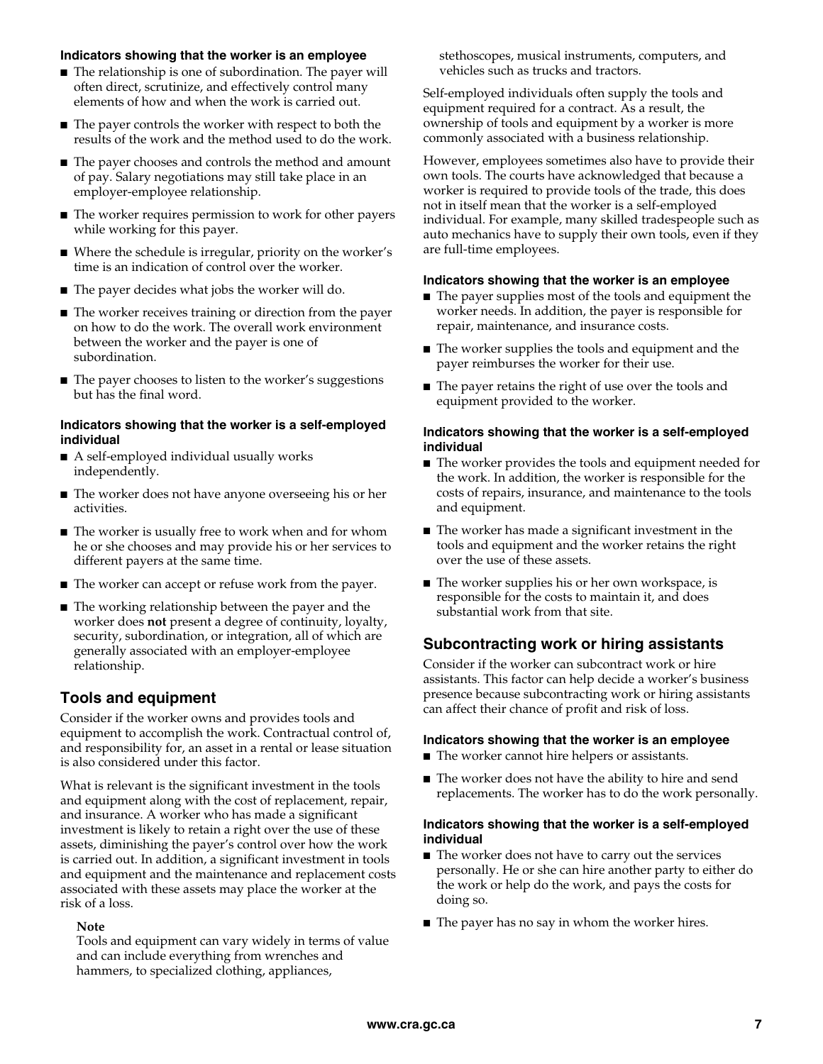**Indicators showing that the worker is an employee**

- The relationship is one of subordination. The payer will often direct, scrutinize, and effectively control many elements of how and when the work is carried out.
- The payer controls the worker with respect to both the results of the work and the method used to do the work.
- The payer chooses and controls the method and amount of pay. Salary negotiations may still take place in an employer-employee relationship.
- The worker requires permission to work for other payers while working for this payer.
- Where the schedule is irregular, priority on the worker's time is an indication of control over the worker.
- The payer decides what jobs the worker will do.
- The worker receives training or direction from the payer on how to do the work. The overall work environment between the worker and the payer is one of subordination.
- The payer chooses to listen to the worker's suggestions but has the final word.

**Indicators showing that the worker is a self-employed individual**

- A self-employed individual usually works independently.
- The worker does not have anyone overseeing his or her activities.
- The worker is usually free to work when and for whom he or she chooses and may provide his or her services to different payers at the same time.
- The worker can accept or refuse work from the payer.
- The working relationship between the payer and the worker does **not** present a degree of continuity, loyalty, security, subordination, or integration, all of which are generally associated with an employer-employee relationship.

## Tools and equipment

Consider if the worker owns and provides tools and equipment to accomplish the work. Contractual control of, and responsibility for, an asset in a rental or lease situation is also considered under this factor.

What is relevant is the significant investment in the tools and equipment along with the cost of replacement, repair, and insurance. A worker who has made a significant investment is likely to retain a right over the use of these assets, diminishing the payer's control over how the work is carried out. In addition, a significant investment in tools and equipment and the maintenance and replacement costs associated with these assets may place the worker at the risk of a loss.

**Note**
Tools and equipment can vary widely in terms of value and can include everything from wrenches and hammers, to specialized clothing, appliances, stethoscopes, musical instruments, computers, and vehicles such as trucks and tractors.

Self-employed individuals often supply the tools and equipment required for a contract. As a result, the ownership of tools and equipment by a worker is more commonly associated with a business relationship.

However, employees sometimes also have to provide their own tools. The courts have acknowledged that because a worker is required to provide tools of the trade, this does not in itself mean that the worker is a self-employed individual. For example, many skilled tradespeople such as auto mechanics have to supply their own tools, even if they are full-time employees.

**Indicators showing that the worker is an employee**

- The payer supplies most of the tools and equipment the worker needs. In addition, the payer is responsible for repair, maintenance, and insurance costs.
- The worker supplies the tools and equipment and the payer reimburses the worker for their use.
- The payer retains the right of use over the tools and equipment provided to the worker.

**Indicators showing that the worker is a self-employed individual**

- The worker provides the tools and equipment needed for the work. In addition, the worker is responsible for the costs of repairs, insurance, and maintenance to the tools and equipment.
- The worker has made a significant investment in the tools and equipment and the worker retains the right over the use of these assets.
- The worker supplies his or her own workspace, is responsible for the costs to maintain it, and does substantial work from that site.

## Subcontracting work or hiring assistants

Consider if the worker can subcontract work or hire assistants. This factor can help decide a worker's business presence because subcontracting work or hiring assistants can affect their chance of profit and risk of loss.

**Indicators showing that the worker is an employee**

- The worker cannot hire helpers or assistants.
- The worker does not have the ability to hire and send replacements. The worker has to do the work personally.

**Indicators showing that the worker is a self-employed individual**

- The worker does not have to carry out the services personally. He or she can hire another party to either do the work or help do the work, and pays the costs for doing so.
- The payer has no say in whom the worker hires.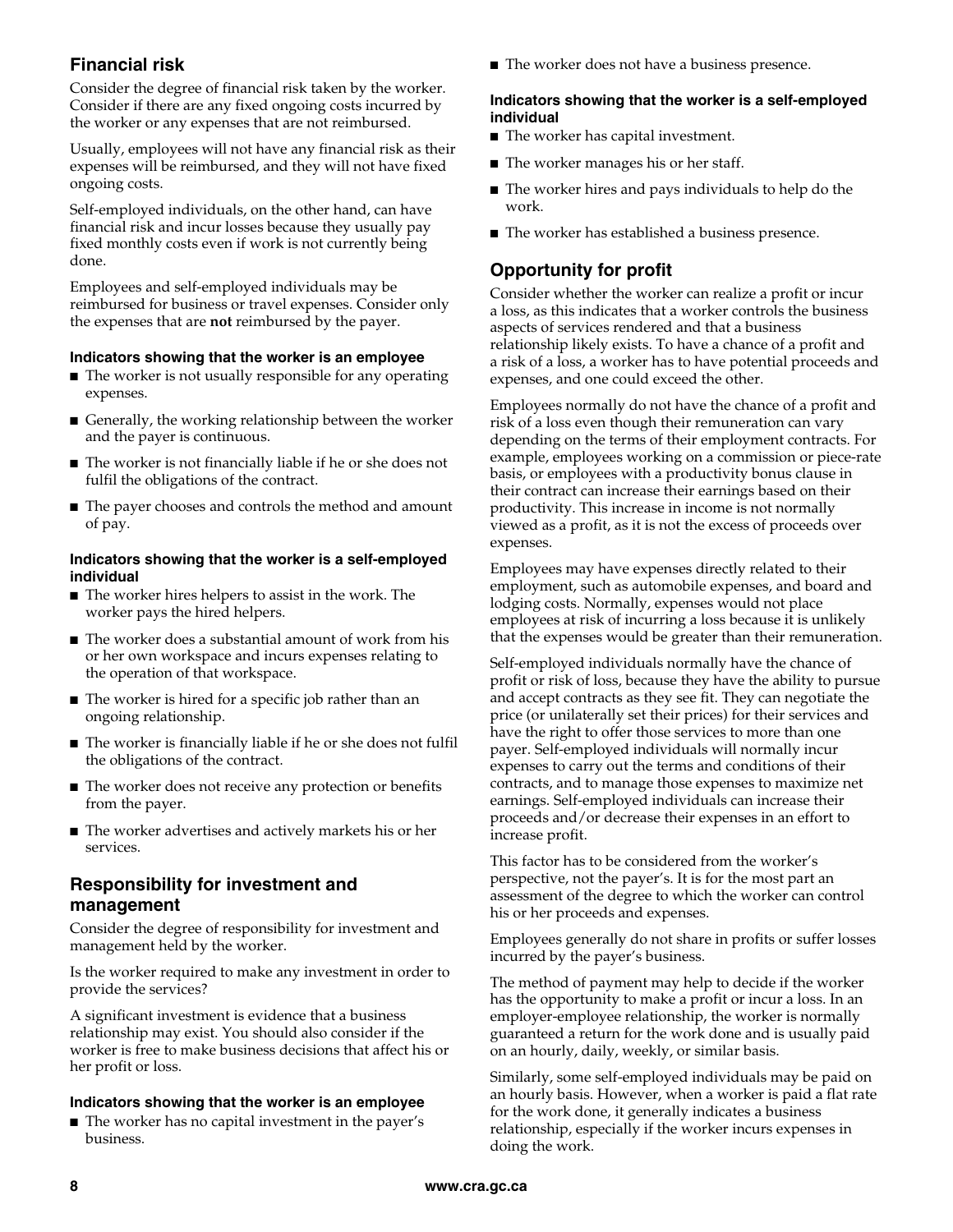## Financial risk

Consider the degree of financial risk taken by the worker. Consider if there are any fixed ongoing costs incurred by the worker or any expenses that are not reimbursed.

Usually, employees will not have any financial risk as their expenses will be reimbursed, and they will not have fixed ongoing costs.

Self-employed individuals, on the other hand, can have financial risk and incur losses because they usually pay fixed monthly costs even if work is not currently being done.

Employees and self-employed individuals may be reimbursed for business or travel expenses. Consider only the expenses that are **not** reimbursed by the payer.

#### Indicators showing that the worker is an employee

- The worker is not usually responsible for any operating expenses.
- Generally, the working relationship between the worker and the payer is continuous.
- The worker is not financially liable if he or she does not fulfil the obligations of the contract.
- The payer chooses and controls the method and amount of pay.

#### Indicators showing that the worker is a self-employed individual

- The worker hires helpers to assist in the work. The worker pays the hired helpers.
- The worker does a substantial amount of work from his or her own workspace and incurs expenses relating to the operation of that workspace.
- The worker is hired for a specific job rather than an ongoing relationship.
- The worker is financially liable if he or she does not fulfil the obligations of the contract.
- The worker does not receive any protection or benefits from the payer.
- The worker advertises and actively markets his or her services.

## Responsibility for investment and management

Consider the degree of responsibility for investment and management held by the worker.

Is the worker required to make any investment in order to provide the services?

A significant investment is evidence that a business relationship may exist. You should also consider if the worker is free to make business decisions that affect his or her profit or loss.

#### Indicators showing that the worker is an employee

- The worker has no capital investment in the payer's business.
- The worker does not have a business presence.

#### Indicators showing that the worker is a self-employed individual

- The worker has capital investment.
- The worker manages his or her staff.
- The worker hires and pays individuals to help do the work.
- The worker has established a business presence.

## Opportunity for profit

Consider whether the worker can realize a profit or incur a loss, as this indicates that a worker controls the business aspects of services rendered and that a business relationship likely exists. To have a chance of a profit and a risk of a loss, a worker has to have potential proceeds and expenses, and one could exceed the other.

Employees normally do not have the chance of a profit and risk of a loss even though their remuneration can vary depending on the terms of their employment contracts. For example, employees working on a commission or piece-rate basis, or employees with a productivity bonus clause in their contract can increase their earnings based on their productivity. This increase in income is not normally viewed as a profit, as it is not the excess of proceeds over expenses.

Employees may have expenses directly related to their employment, such as automobile expenses, and board and lodging costs. Normally, expenses would not place employees at risk of incurring a loss because it is unlikely that the expenses would be greater than their remuneration.

Self-employed individuals normally have the chance of profit or risk of loss, because they have the ability to pursue and accept contracts as they see fit. They can negotiate the price (or unilaterally set their prices) for their services and have the right to offer those services to more than one payer. Self-employed individuals will normally incur expenses to carry out the terms and conditions of their contracts, and to manage those expenses to maximize net earnings. Self-employed individuals can increase their proceeds and/or decrease their expenses in an effort to increase profit.

This factor has to be considered from the worker's perspective, not the payer's. It is for the most part an assessment of the degree to which the worker can control his or her proceeds and expenses.

Employees generally do not share in profits or suffer losses incurred by the payer's business.

The method of payment may help to decide if the worker has the opportunity to make a profit or incur a loss. In an employer-employee relationship, the worker is normally guaranteed a return for the work done and is usually paid on an hourly, daily, weekly, or similar basis.

Similarly, some self-employed individuals may be paid on an hourly basis. However, when a worker is paid a flat rate for the work done, it generally indicates a business relationship, especially if the worker incurs expenses in doing the work.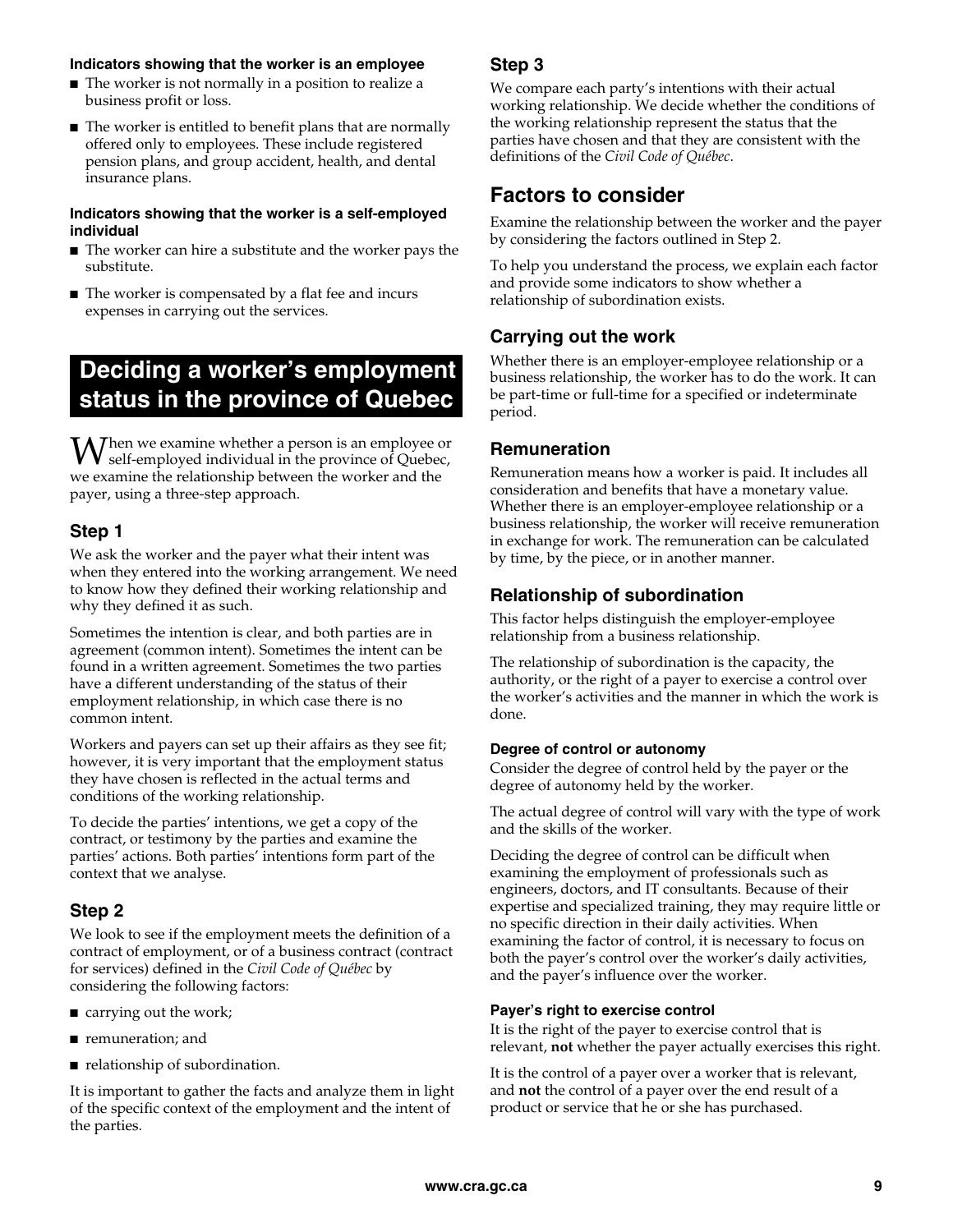#### Indicators showing that the worker is an employee

- The worker is not normally in a position to realize a business profit or loss.
- The worker is entitled to benefit plans that are normally offered only to employees. These include registered pension plans, and group accident, health, and dental insurance plans.

#### Indicators showing that the worker is a self-employed individual

- The worker can hire a substitute and the worker pays the substitute.
- The worker is compensated by a flat fee and incurs expenses in carrying out the services.

# Deciding a worker's employment status in the province of Quebec

When we examine whether a person is an employee or self-employed individual in the province of Quebec, we examine the relationship between the worker and the payer, using a three-step approach.

### Step 1

We ask the worker and the payer what their intent was when they entered into the working arrangement. We need to know how they defined their working relationship and why they defined it as such.

Sometimes the intention is clear, and both parties are in agreement (common intent). Sometimes the intent can be found in a written agreement. Sometimes the two parties have a different understanding of the status of their employment relationship, in which case there is no common intent.

Workers and payers can set up their affairs as they see fit; however, it is very important that the employment status they have chosen is reflected in the actual terms and conditions of the working relationship.

To decide the parties' intentions, we get a copy of the contract, or testimony by the parties and examine the parties' actions. Both parties' intentions form part of the context that we analyse.

### Step 2

We look to see if the employment meets the definition of a contract of employment, or of a business contract (contract for services) defined in the *Civil Code of Québec* by considering the following factors:

- carrying out the work;
- remuneration; and
- relationship of subordination.

It is important to gather the facts and analyze them in light of the specific context of the employment and the intent of the parties.

### Step 3

We compare each party's intentions with their actual working relationship. We decide whether the conditions of the working relationship represent the status that the parties have chosen and that they are consistent with the definitions of the *Civil Code of Québec*.

## Factors to consider

Examine the relationship between the worker and the payer by considering the factors outlined in Step 2.

To help you understand the process, we explain each factor and provide some indicators to show whether a relationship of subordination exists.

### Carrying out the work

Whether there is an employer-employee relationship or a business relationship, the worker has to do the work. It can be part-time or full-time for a specified or indeterminate period.

### Remuneration

Remuneration means how a worker is paid. It includes all consideration and benefits that have a monetary value. Whether there is an employer-employee relationship or a business relationship, the worker will receive remuneration in exchange for work. The remuneration can be calculated by time, by the piece, or in another manner.

### Relationship of subordination

This factor helps distinguish the employer-employee relationship from a business relationship.

The relationship of subordination is the capacity, the authority, or the right of a payer to exercise a control over the worker's activities and the manner in which the work is done.

#### Degree of control or autonomy

Consider the degree of control held by the payer or the degree of autonomy held by the worker.

The actual degree of control will vary with the type of work and the skills of the worker.

Deciding the degree of control can be difficult when examining the employment of professionals such as engineers, doctors, and IT consultants. Because of their expertise and specialized training, they may require little or no specific direction in their daily activities. When examining the factor of control, it is necessary to focus on both the payer's control over the worker's daily activities, and the payer's influence over the worker.

#### Payer's right to exercise control

It is the right of the payer to exercise control that is relevant, **not** whether the payer actually exercises this right.

It is the control of a payer over a worker that is relevant, and **not** the control of a payer over the end result of a product or service that he or she has purchased.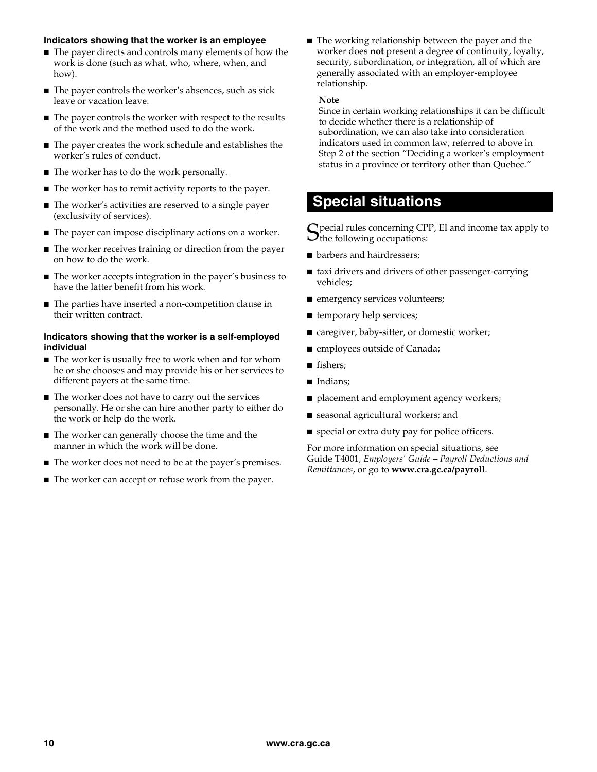#### Indicators showing that the worker is an employee

- The payer directs and controls many elements of how the work is done (such as what, who, where, when, and how).
- The payer controls the worker's absences, such as sick leave or vacation leave.
- The payer controls the worker with respect to the results of the work and the method used to do the work.
- The payer creates the work schedule and establishes the worker's rules of conduct.
- The worker has to do the work personally.
- The worker has to remit activity reports to the payer.
- The worker's activities are reserved to a single payer (exclusivity of services).
- The payer can impose disciplinary actions on a worker.
- The worker receives training or direction from the payer on how to do the work.
- The worker accepts integration in the payer's business to have the latter benefit from his work.
- The parties have inserted a non-competition clause in their written contract.

#### Indicators showing that the worker is a self-employed individual

- The worker is usually free to work when and for whom he or she chooses and may provide his or her services to different payers at the same time.
- The worker does not have to carry out the services personally. He or she can hire another party to either do the work or help do the work.
- The worker can generally choose the time and the manner in which the work will be done.
- The worker does not need to be at the payer's premises.
- The worker can accept or refuse work from the payer.
- The working relationship between the payer and the worker does **not** present a degree of continuity, loyalty, security, subordination, or integration, all of which are generally associated with an employer-employee relationship.

**Note**
Since in certain working relationships it can be difficult to decide whether there is a relationship of subordination, we can also take into consideration indicators used in common law, referred to above in Step 2 of the section "Deciding a worker's employment status in a province or territory other than Quebec."

## Special situations

Special rules concerning CPP, EI and income tax apply to the following occupations:

- barbers and hairdressers;
- taxi drivers and drivers of other passenger-carrying vehicles;
- emergency services volunteers;
- temporary help services;
- caregiver, baby-sitter, or domestic worker;
- employees outside of Canada;
- fishers;
- Indians;
- placement and employment agency workers;
- seasonal agricultural workers; and
- special or extra duty pay for police officers.

For more information on special situations, see Guide T4001, *Employers' Guide – Payroll Deductions and Remittances*, or go to **www.cra.gc.ca/payroll**.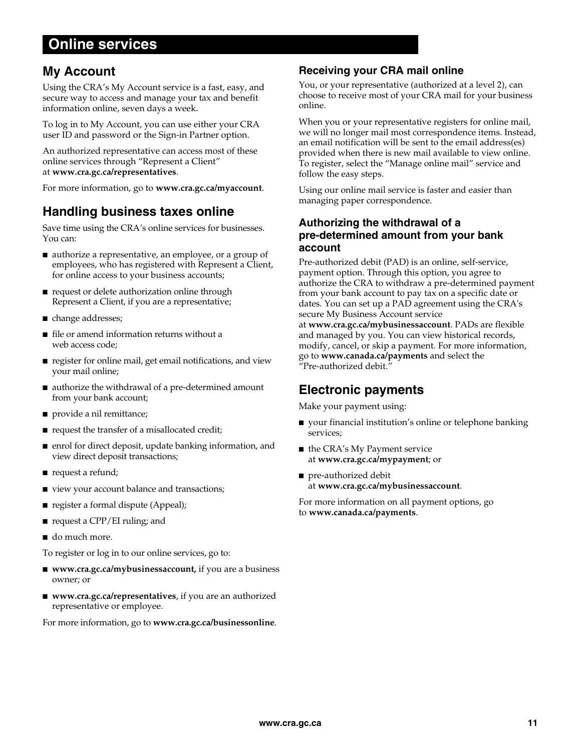# Online services

## My Account

Using the CRA's My Account service is a fast, easy, and secure way to access and manage your tax and benefit information online, seven days a week.

To log in to My Account, you can use either your CRA user ID and password or the Sign-in Partner option.

An authorized representative can access most of these online services through "Represent a Client" at **www.cra.gc.ca/representatives**.

For more information, go to **www.cra.gc.ca/myaccount**.

## Handling business taxes online

Save time using the CRA's online services for businesses. You can:

- authorize a representative, an employee, or a group of employees, who has registered with Represent a Client, for online access to your business accounts;
- request or delete authorization online through Represent a Client, if you are a representative;
- change addresses;
- file or amend information returns without a web access code;
- register for online mail, get email notifications, and view your mail online;
- authorize the withdrawal of a pre-determined amount from your bank account;
- provide a nil remittance;
- request the transfer of a misallocated credit;
- enrol for direct deposit, update banking information, and view direct deposit transactions;
- request a refund;
- view your account balance and transactions;
- register a formal dispute (Appeal);
- request a CPP/EI ruling; and
- do much more.

To register or log in to our online services, go to:

- **www.cra.gc.ca/mybusinessaccount,** if you are a business owner; or
- **www.cra.gc.ca/representatives**, if you are an authorized representative or employee.

For more information, go to **www.cra.gc.ca/businessonline**.

### Receiving your CRA mail online

You, or your representative (authorized at a level 2), can choose to receive most of your CRA mail for your business online.

When you or your representative registers for online mail, we will no longer mail most correspondence items. Instead, an email notification will be sent to the email address(es) provided when there is new mail available to view online. To register, select the "Manage online mail" service and follow the easy steps.

Using our online mail service is faster and easier than managing paper correspondence.

### Authorizing the withdrawal of a pre-determined amount from your bank account

Pre-authorized debit (PAD) is an online, self-service, payment option. Through this option, you agree to authorize the CRA to withdraw a pre-determined payment from your bank account to pay tax on a specific date or dates. You can set up a PAD agreement using the CRA's secure My Business Account service at **www.cra.gc.ca/mybusinessaccount**. PADs are flexible and managed by you. You can view historical records, modify, cancel, or skip a payment. For more information, go to **www.canada.ca/payments** and select the "Pre-authorized debit."

## Electronic payments

Make your payment using:

- your financial institution's online or telephone banking services;
- the CRA's My Payment service at **www.cra.gc.ca/mypayment**; or
- pre-authorized debit at **www.cra.gc.ca/mybusinessaccount**.

For more information on all payment options, go to **www.canada.ca/payments**.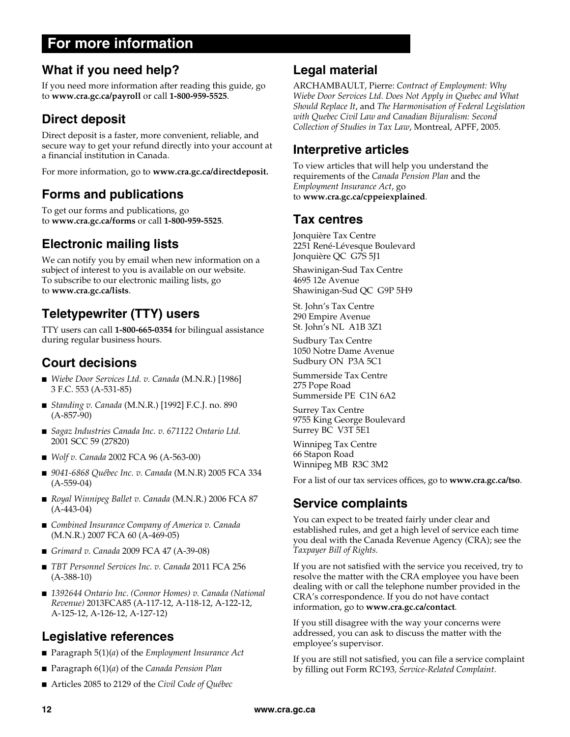# For more information

## What if you need help?

If you need more information after reading this guide, go to **www.cra.gc.ca/payroll** or call **1-800-959-5525**.

## Direct deposit

Direct deposit is a faster, more convenient, reliable, and secure way to get your refund directly into your account at a financial institution in Canada.

For more information, go to **www.cra.gc.ca/directdeposit.**

## Forms and publications

To get our forms and publications, go to **www.cra.gc.ca/forms** or call **1-800-959-5525**.

## Electronic mailing lists

We can notify you by email when new information on a subject of interest to you is available on our website. To subscribe to our electronic mailing lists, go to **www.cra.gc.ca/lists**.

## Teletypewriter (TTY) users

TTY users can call **1-800-665-0354** for bilingual assistance during regular business hours.

## Court decisions

- *Wiebe Door Services Ltd. v. Canada* (M.N.R.) [1986] 3 F.C. 553 (A-531-85)
- *Standing v. Canada* (M.N.R.) [1992] F.C.J. no. 890 (A-857-90)
- *Sagaz Industries Canada Inc. v. 671122 Ontario Ltd.* 2001 SCC 59 (27820)
- *Wolf v. Canada* 2002 FCA 96 (A-563-00)
- *9041-6868 Québec Inc. v. Canada* (M.N.R) 2005 FCA 334 (A-559-04)
- *Royal Winnipeg Ballet v. Canada* (M.N.R.) 2006 FCA 87 (A-443-04)
- *Combined Insurance Company of America v. Canada* (M.N.R.) 2007 FCA 60 (A-469-05)
- *Grimard v. Canada* 2009 FCA 47 (A-39-08)
- *TBT Personnel Services Inc. v. Canada* 2011 FCA 256 (A-388-10)
- *1392644 Ontario Inc. (Connor Homes) v. Canada (National Revenue)* 2013FCA85 (A-117-12, A-118-12, A-122-12, A-125-12, A-126-12, A-127-12)

## Legislative references

- Paragraph 5(1)(*a*) of the *Employment Insurance Act*
- Paragraph 6(1)(*a*) of the *Canada Pension Plan*
- Articles 2085 to 2129 of the *Civil Code of Québec*

## Legal material

ARCHAMBAULT, Pierre: *Contract of Employment: Why Wiebe Door Services Ltd. Does Not Apply in Quebec and What Should Replace It*, and *The Harmonisation of Federal Legislation with Quebec Civil Law and Canadian Bijuralism: Second Collection of Studies in Tax Law*, Montreal, APFF, 2005.

## Interpretive articles

To view articles that will help you understand the requirements of the *Canada Pension Plan* and the *Employment Insurance Act*, go to **www.cra.gc.ca/cppeiexplained**.

## Tax centres

Jonquière Tax Centre
2251 René-Lévesque Boulevard
Jonquière QC G7S 5J1

Shawinigan-Sud Tax Centre
4695 12e Avenue
Shawinigan-Sud QC G9P 5H9

St. John's Tax Centre
290 Empire Avenue
St. John's NL A1B 3Z1

Sudbury Tax Centre
1050 Notre Dame Avenue
Sudbury ON P3A 5C1

Summerside Tax Centre
275 Pope Road
Summerside PE C1N 6A2

Surrey Tax Centre
9755 King George Boulevard
Surrey BC V3T 5E1

Winnipeg Tax Centre
66 Stapon Road
Winnipeg MB R3C 3M2

For a list of our tax services offices, go to **www.cra.gc.ca/tso**.

## Service complaints

You can expect to be treated fairly under clear and established rules, and get a high level of service each time you deal with the Canada Revenue Agency (CRA); see the *Taxpayer Bill of Rights.*

If you are not satisfied with the service you received, try to resolve the matter with the CRA employee you have been dealing with or call the telephone number provided in the CRA's correspondence. If you do not have contact information, go to **www.cra.gc.ca/contact**.

If you still disagree with the way your concerns were addressed, you can ask to discuss the matter with the employee's supervisor.

If you are still not satisfied, you can file a service complaint by filling out Form RC193*, Service-Related Complaint*.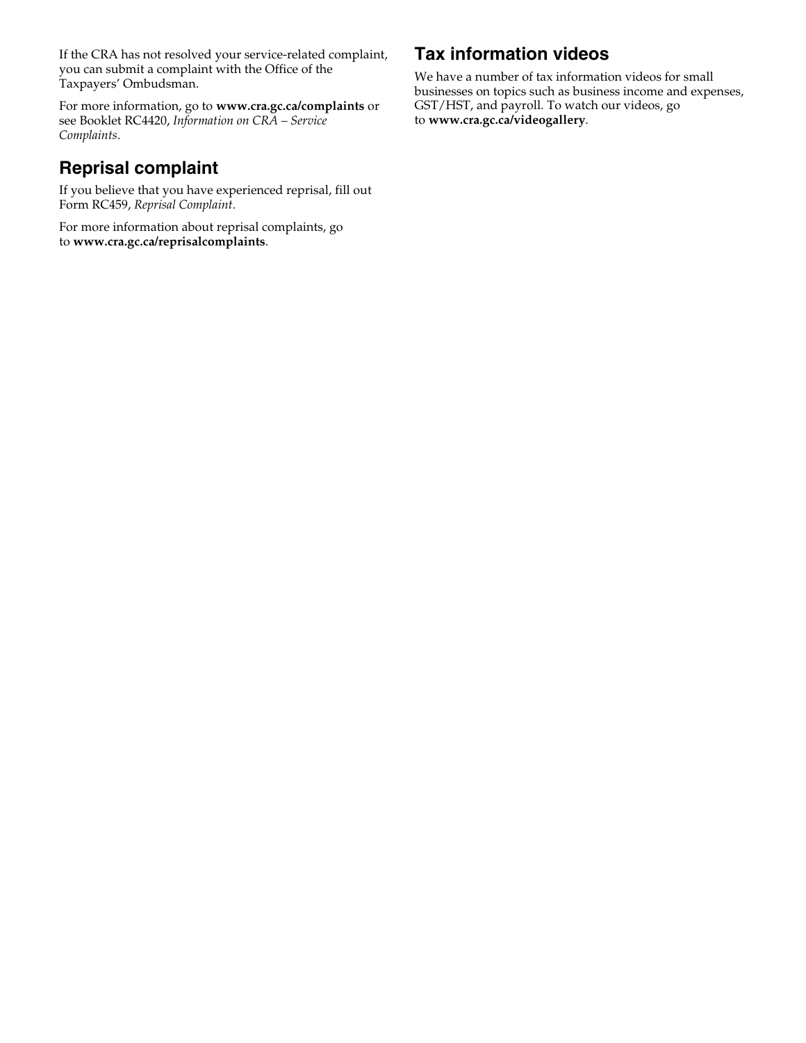If the CRA has not resolved your service-related complaint, you can submit a complaint with the Office of the Taxpayers' Ombudsman.

For more information, go to **www.cra.gc.ca/complaints** or see Booklet RC4420, *Information on CRA – Service Complaints*.

## Reprisal complaint

If you believe that you have experienced reprisal, fill out Form RC459, *Reprisal Complaint*.

For more information about reprisal complaints, go to **www.cra.gc.ca/reprisalcomplaints**.

## Tax information videos

We have a number of tax information videos for small businesses on topics such as business income and expenses, GST/HST, and payroll. To watch our videos, go to **www.cra.gc.ca/videogallery**.